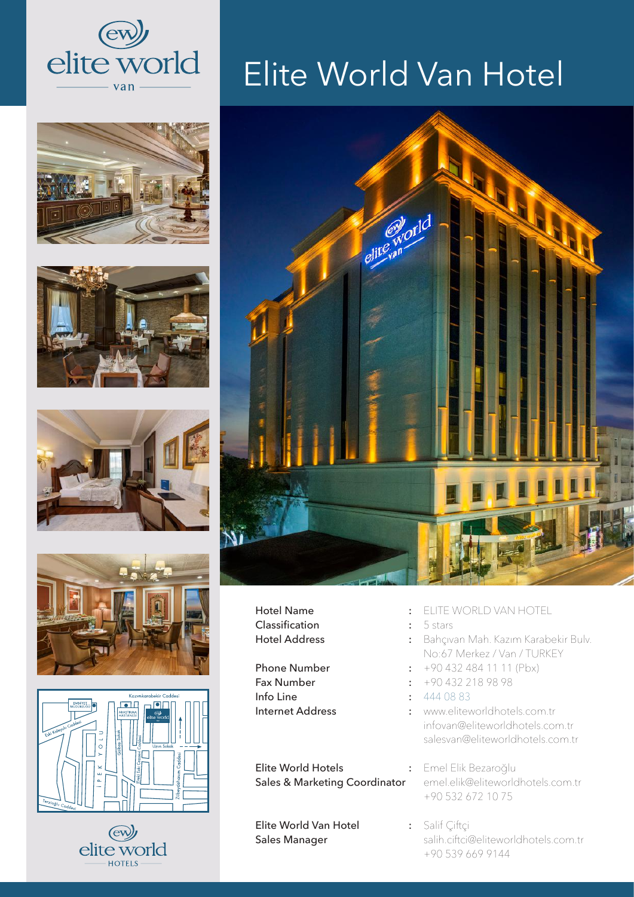# Elite World Van Hotel

| | | |
|---|---|---|
| Hotel Name | : | ELITE WORLD VAN HOTEL |
| Classification | : | 5 stars |
| Hotel Address | : | Bahçıvan Mah. Kazım Karabekir Bulv. No:67 Merkez / Van / TURKEY |
| Phone Number | : | +90 432 484 11 11 (Pbx) |
| Fax Number | : | +90 432 218 98 98 |
| Info Line | : | 444 08 83 |
| Internet Address | : | www.eliteworldhotels.com.tr<br>infovan@eliteworldhotels.com.tr<br>salesvan@eliteworldhotels.com.tr |
| Elite World Hotels<br>Sales & Marketing Coordinator | : | Emel Elik Bezaroğlu<br>emel.elik@eliteworldhotels.com.tr<br>+90 532 672 10 75 |
| Elite World Van Hotel<br>Sales Manager | : | Salif Çiftçi<br>salih.ciftci@eliteworldhotels.com.tr<br>+90 539 669 9144 |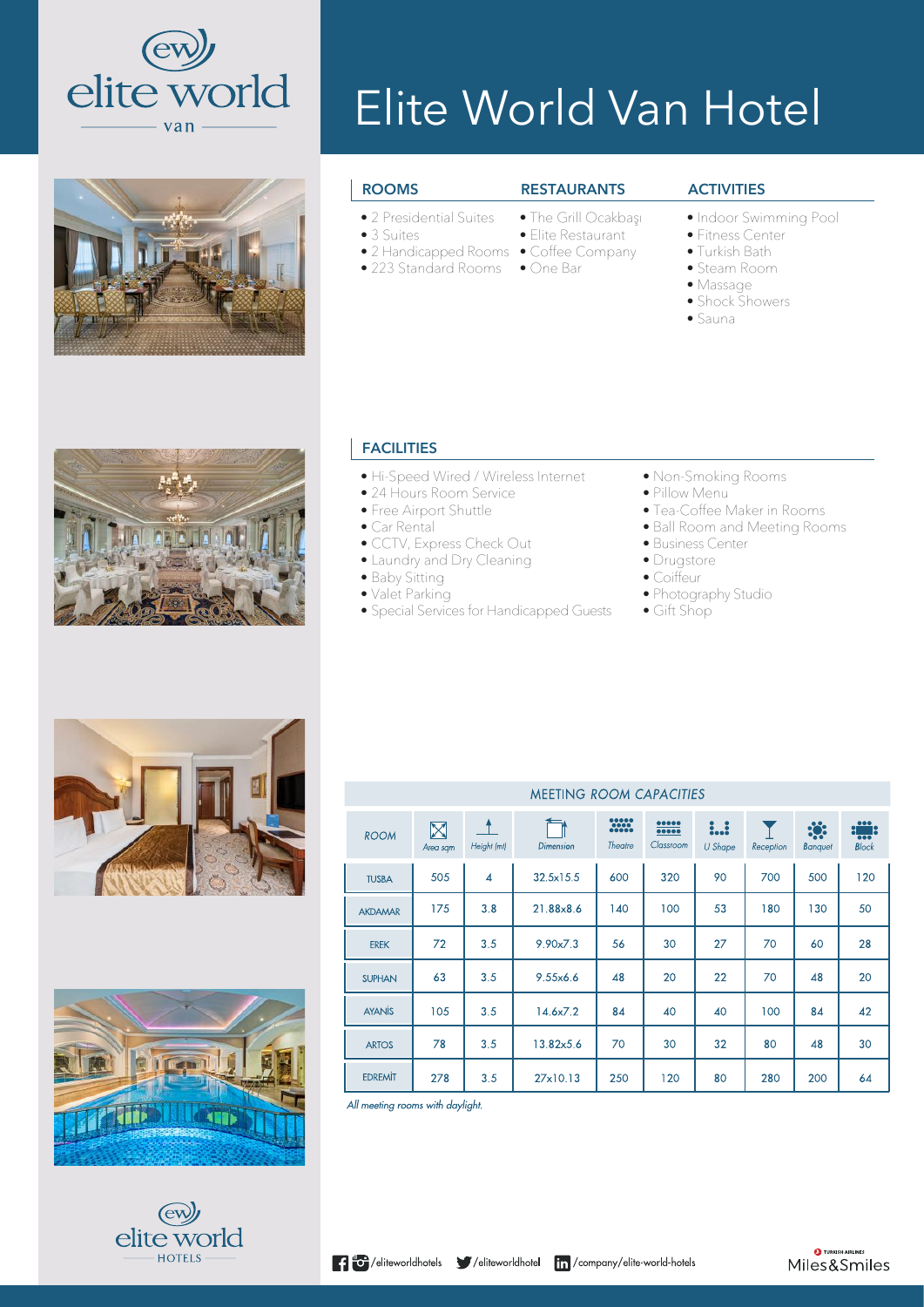elite world
van

# Elite World Van Hotel

## ROOMS

- 2 Presidential Suites
- 3 Suites
- 2 Handicapped Rooms
- 223 Standard Rooms

## RESTAURANTS

- The Grill Ocakbaşı
- Elite Restaurant
- Coffee Company
- One Bar

## ACTIVITIES

- Indoor Swimming Pool
- Fitness Center
- Turkish Bath
- Steam Room
- Massage
- Shock Showers
- Sauna

## FACILITIES

- Hi-Speed Wired / Wireless Internet
- 24 Hours Room Service
- Free Airport Shuttle
- Car Rental
- CCTV, Express Check Out
- Laundry and Dry Cleaning
- Baby Sitting
- Valet Parking
- Special Services for Handicapped Guests
- Non-Smoking Rooms
- Pillow Menu
- Tea-Coffee Maker in Rooms
- Ball Room and Meeting Rooms
- Business Center
- Drugstore
- Coiffeur
- Photography Studio
- Gift Shop

### MEETING ROOM CAPACITIES

| ROOM | Area sqm | Height (mt) | Dimension | Theatre | Classroom | U Shape | Reception | Banquet | Block |
|---|---|---|---|---|---|---|---|---|---|
| TUSBA | 505 | 4 | 32.5x15.5 | 600 | 320 | 90 | 700 | 500 | 120 |
| AKDAMAR | 175 | 3.8 | 21.88x8.6 | 140 | 100 | 53 | 180 | 130 | 50 |
| EREK | 72 | 3.5 | 9.90x7.3 | 56 | 30 | 27 | 70 | 60 | 28 |
| SUPHAN | 63 | 3.5 | 9.55x6.6 | 48 | 20 | 22 | 70 | 48 | 20 |
| AYANİS | 105 | 3.5 | 14.6x7.2 | 84 | 40 | 40 | 100 | 84 | 42 |
| ARTOS | 78 | 3.5 | 13.82x5.6 | 70 | 30 | 32 | 80 | 48 | 30 |
| EDREMİT | 278 | 3.5 | 27x10.13 | 250 | 120 | 80 | 280 | 200 | 64 |

*All meeting rooms with daylight.*

elite world
HOTELS

/eliteworldhotels /eliteworldhotel /company/elite-world-hotels

TURKISH AIRLINES Miles&Smiles